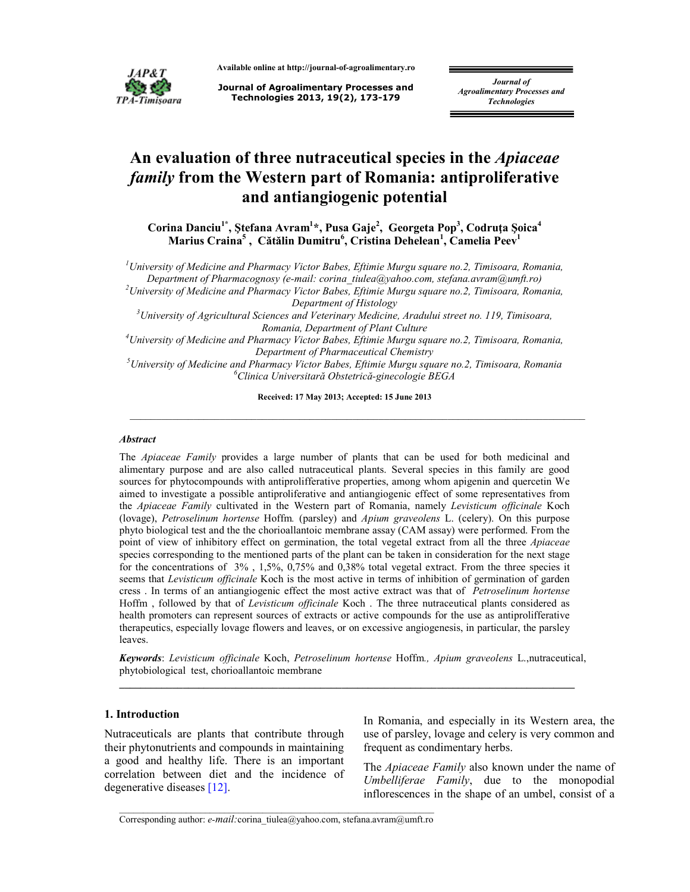# An evaluation of three nutraceutical species in the *Apiaceae family* from the Western part of Romania: antiproliferative and antiangiogenic potential

**Corina Danciu[1*], Ștefana Avram[1]*, Pusa Gaje[2], Georgeta Pop[3], Codruța Șoica[4] Marius Craina[5], Cătălin Dumitru[6], Cristina Dehelean[1], Camelia Peev[1]**

[1]*University of Medicine and Pharmacy Victor Babes, Eftimie Murgu square no.2, Timisoara, Romania, Department of Pharmacognosy (e-mail: corina_tiulea@yahoo.com, stefana.avram@umft.ro)*
[2]*University of Medicine and Pharmacy Victor Babes, Eftimie Murgu square no.2, Timisoara, Romania, Department of Histology*
[3]*University of Agricultural Sciences and Veterinary Medicine, Aradului street no. 119, Timisoara, Romania, Department of Plant Culture*
[4]*University of Medicine and Pharmacy Victor Babes, Eftimie Murgu square no.2, Timisoara, Romania, Department of Pharmaceutical Chemistry*
[5]*University of Medicine and Pharmacy Victor Babes, Eftimie Murgu square no.2, Timisoara, Romania*
[6]*Clinica Universitară Obstetrică-ginecologie BEGA*

**Received: 17 May 2013; Accepted: 15 June 2013**

---

***Abstract***

The *Apiaceae Family* provides a large number of plants that can be used for both medicinal and alimentary purpose and are also called nutraceutical plants. Several species in this family are good sources for phytocompounds with antiprolifferative properties, among whom apigenin and quercetin We aimed to investigate a possible antiproliferative and antiangiogenic effect of some representatives from the *Apiaceae Family* cultivated in the Western part of Romania, namely *Levisticum officinale* Koch (lovage), *Petroselinum hortense* Hoffm*.* (parsley) and *Apium graveolens* L. (celery). On this purpose phyto biological test and the the chorioallantoic membrane assay (CAM assay) were performed. From the point of view of inhibitory effect on germination, the total vegetal extract from all the three *Apiaceae* species corresponding to the mentioned parts of the plant can be taken in consideration for the next stage for the concentrations of 3% , 1,5%, 0,75% and 0,38% total vegetal extract. From the three species it seems that *Levisticum officinale* Koch is the most active in terms of inhibition of germination of garden cress . In terms of an antiangiogenic effect the most active extract was that of *Petroselinum hortense* Hoffm , followed by that of *Levisticum officinale* Koch . The three nutraceutical plants considered as health promoters can represent sources of extracts or active compounds for the use as antiprolifferative therapeutics, especially lovage flowers and leaves, or on excessive angiogenesis, in particular, the parsley leaves.

***Keywords***: *Levisticum officinale* Koch, *Petroselinum hortense* Hoffm*., Apium graveolens* L.,nutraceutical, phytobiological test, chorioallantoic membrane

---

## 1. Introduction

Nutraceuticals are plants that contribute through their phytonutrients and compounds in maintaining a good and healthy life. There is an important correlation between diet and the incidence of degenerative diseases [12].

In Romania, and especially in its Western area, the use of parsley, lovage and celery is very common and frequent as condimentary herbs.

The *Apiaceae Family* also known under the name of *Umbelliferae Family*, due to the monopodial inflorescences in the shape of an umbel, consist of a

---

Corresponding author: *e-mail:*corina_tiulea@yahoo.com, stefana.avram@umft.ro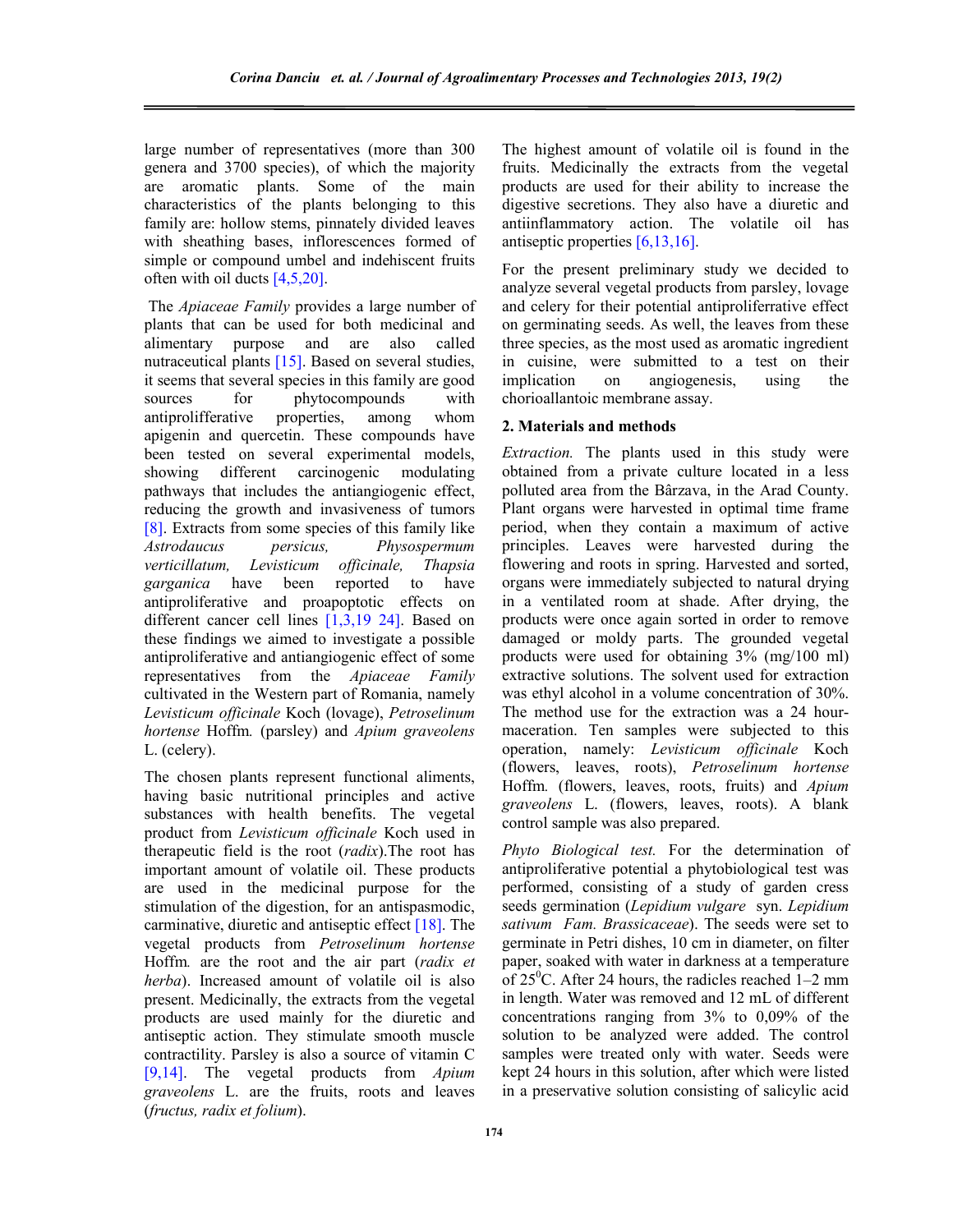large number of representatives (more than 300 genera and 3700 species), of which the majority are aromatic plants. Some of the main characteristics of the plants belonging to this family are: hollow stems, pinnately divided leaves with sheathing bases, inflorescences formed of simple or compound umbel and indehiscent fruits often with oil ducts [4,5,20].

The *Apiaceae Family* provides a large number of plants that can be used for both medicinal and alimentary purpose and are also called nutraceutical plants [15]. Based on several studies, it seems that several species in this family are good sources for phytocompounds with antiprolifferative properties, among whom apigenin and quercetin. These compounds have been tested on several experimental models, showing different carcinogenic modulating pathways that includes the antiangiogenic effect, reducing the growth and invasiveness of tumors [8]. Extracts from some species of this family like *Astrodaucus persicus, Physospermum verticillatum, Levisticum officinale, Thapsia garganica* have been reported to have antiproliferative and proapoptotic effects on different cancer cell lines [1,3,19 24]. Based on these findings we aimed to investigate a possible antiproliferative and antiangiogenic effect of some representatives from the *Apiaceae Family* cultivated in the Western part of Romania, namely *Levisticum officinale* Koch (lovage), *Petroselinum hortense* Hoffm. (parsley) and *Apium graveolens* L. (celery).

The chosen plants represent functional aliments, having basic nutritional principles and active substances with health benefits. The vegetal product from *Levisticum officinale* Koch used in therapeutic field is the root (*radix*).The root has important amount of volatile oil. These products are used in the medicinal purpose for the stimulation of the digestion, for an antispasmodic, carminative, diuretic and antiseptic effect [18]. The vegetal products from *Petroselinum hortense* Hoffm. are the root and the air part (*radix et herba*). Increased amount of volatile oil is also present. Medicinally, the extracts from the vegetal products are used mainly for the diuretic and antiseptic action. They stimulate smooth muscle contractility. Parsley is also a source of vitamin C [9,14]. The vegetal products from *Apium graveolens* L. are the fruits, roots and leaves (*fructus, radix et folium*).

The highest amount of volatile oil is found in the fruits. Medicinally the extracts from the vegetal products are used for their ability to increase the digestive secretions. They also have a diuretic and antiinflammatory action. The volatile oil has antiseptic properties [6,13,16].

For the present preliminary study we decided to analyze several vegetal products from parsley, lovage and celery for their potential antiproliferrative effect on germinating seeds. As well, the leaves from these three species, as the most used as aromatic ingredient in cuisine, were submitted to a test on their implication on angiogenesis, using the chorioallantoic membrane assay.

## 2. Materials and methods

*Extraction.* The plants used in this study were obtained from a private culture located in a less polluted area from the Bârzava, in the Arad County. Plant organs were harvested in optimal time frame period, when they contain a maximum of active principles. Leaves were harvested during the flowering and roots in spring. Harvested and sorted, organs were immediately subjected to natural drying in a ventilated room at shade. After drying, the products were once again sorted in order to remove damaged or moldy parts. The grounded vegetal products were used for obtaining 3% (mg/100 ml) extractive solutions. The solvent used for extraction was ethyl alcohol in a volume concentration of 30%. The method use for the extraction was a 24 hour-maceration. Ten samples were subjected to this operation, namely: *Levisticum officinale* Koch (flowers, leaves, roots), *Petroselinum hortense* Hoffm. (flowers, leaves, roots, fruits) and *Apium graveolens* L. (flowers, leaves, roots). A blank control sample was also prepared.

*Phyto Biological test.* For the determination of antiproliferative potential a phytobiological test was performed, consisting of a study of garden cress seeds germination (*Lepidium vulgare* syn. *Lepidium sativum Fam. Brassicaceae*). The seeds were set to germinate in Petri dishes, 10 cm in diameter, on filter paper, soaked with water in darkness at a temperature of $25^{0}$C. After 24 hours, the radicles reached 1–2 mm in length. Water was removed and 12 mL of different concentrations ranging from 3% to 0,09% of the solution to be analyzed were added. The control samples were treated only with water. Seeds were kept 24 hours in this solution, after which were listed in a preservative solution consisting of salicylic acid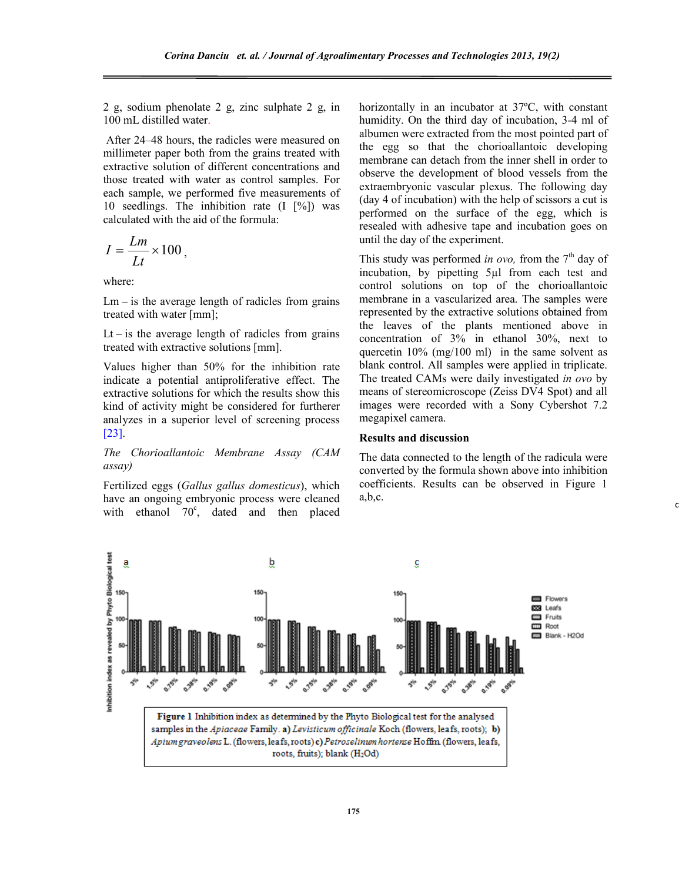2 g, sodium phenolate 2 g, zinc sulphate 2 g, in 100 mL distilled water.

After 24–48 hours, the radicles were measured on millimeter paper both from the grains treated with extractive solution of different concentrations and those treated with water as control samples. For each sample, we performed five measurements of 10 seedlings. The inhibition rate (I [%]) was calculated with the aid of the formula:

$$I = \frac{Lm}{Lt} \times 100,$$

where:

Lm – is the average length of radicles from grains treated with water [mm];

Lt – is the average length of radicles from grains treated with extractive solutions [mm].

Values higher than 50% for the inhibition rate indicate a potential antiproliferative effect. The extractive solutions for which the results show this kind of activity might be considered for furtherer analyzes in a superior level of screening process [23].

*The Chorioallantoic Membrane Assay (CAM assay)*

Fertilized eggs (*Gallus gallus domesticus*), which have an ongoing embryonic process were cleaned with ethanol 70$^{c}$, dated and then placed horizontally in an incubator at 37ºC, with constant humidity. On the third day of incubation, 3-4 ml of albumen were extracted from the most pointed part of the egg so that the chorioallantoic developing membrane can detach from the inner shell in order to observe the development of blood vessels from the extraembryonic vascular plexus. The following day (day 4 of incubation) with the help of scissors a cut is performed on the surface of the egg, which is resealed with adhesive tape and incubation goes on until the day of the experiment.

This study was performed *in ovo,* from the 7$^{th}$ day of incubation, by pipetting 5µl from each test and control solutions on top of the chorioallantoic membrane in a vascularized area. The samples were represented by the extractive solutions obtained from the leaves of the plants mentioned above in concentration of 3% in ethanol 30%, next to quercetin 10% (mg/100 ml) in the same solvent as blank control. All samples were applied in triplicate. The treated CAMs were daily investigated *in ovo* by means of stereomicroscope (Zeiss DV4 Spot) and all images were recorded with a Sony Cybershot 7.2 megapixel camera.

**Results and discussion**

The data connected to the length of the radicula were converted by the formula shown above into inhibition coefficients. Results can be observed in Figure 1 a,b,c.

**Figure 1** Inhibition index as determined by the Phyto Biological test for the analysed samples in the *Apiaceae* Family. **a)** *Levisticum officinale* Koch (flowers, leafs, roots); **b)** *Apium graveolens* L. (flowers, leafs, roots) **c)** *Petroselinum hortense* Hoffm. (flowers, leafs, roots, fruits); blank ($H_2Od$)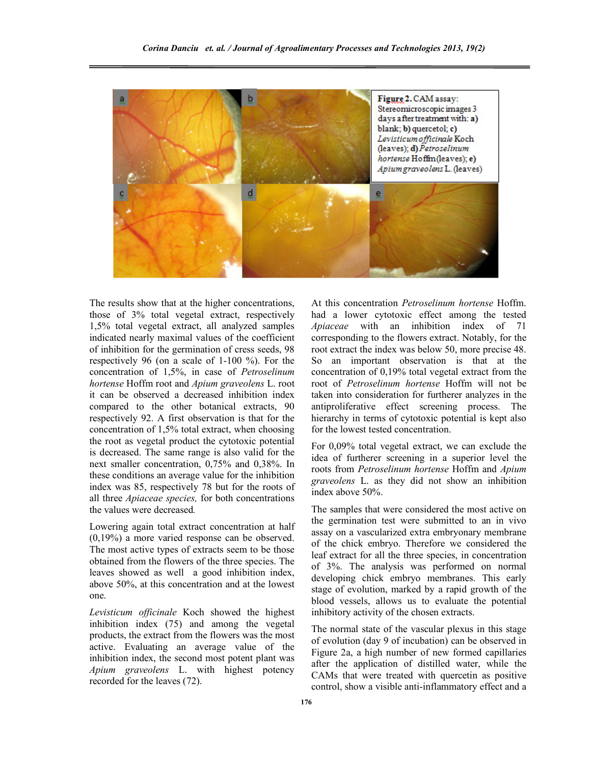**Figure 2.** CAM assay: Stereomicroscopic images 3 days after treatment with: **a)** blank; **b)** quercetol; **c)** *Levisticum officinale* Koch (leaves); **d)** *Petroselinum hortense* Hoffm (leaves); **e)** *Apium graveolens* L. (leaves)

The results show that at the higher concentrations, those of 3% total vegetal extract, respectively 1,5% total vegetal extract, all analyzed samples indicated nearly maximal values of the coefficient of inhibition for the germination of cress seeds, 98 respectively 96 (on a scale of 1-100 %). For the concentration of 1,5%, in case of *Petroselinum hortense* Hoffm root and *Apium graveolens* L. root it can be observed a decreased inhibition index compared to the other botanical extracts, 90 respectively 92. A first observation is that for the concentration of 1,5% total extract, when choosing the root as vegetal product the cytotoxic potential is decreased. The same range is also valid for the next smaller concentration, 0,75% and 0,38%. In these conditions an average value for the inhibition index was 85, respectively 78 but for the roots of all three *Apiaceae species,* for both concentrations the values were decreased*.*

Lowering again total extract concentration at half (0,19%) a more varied response can be observed. The most active types of extracts seem to be those obtained from the flowers of the three species. The leaves showed as well a good inhibition index, above 50%, at this concentration and at the lowest one.

*Levisticum officinale* Koch showed the highest inhibition index (75) and among the vegetal products, the extract from the flowers was the most active. Evaluating an average value of the inhibition index, the second most potent plant was *Apium graveolens* L. with highest potency recorded for the leaves (72).

At this concentration *Petroselinum hortense* Hoffm. had a lower cytotoxic effect among the tested *Apiaceae* with an inhibition index of 71 corresponding to the flowers extract. Notably, for the root extract the index was below 50, more precise 48. So an important observation is that at the concentration of 0,19% total vegetal extract from the root of *Petroselinum hortense* Hoffm will not be taken into consideration for furtherer analyzes in the antiproliferative effect screening process. The hierarchy in terms of cytotoxic potential is kept also for the lowest tested concentration.

For 0,09% total vegetal extract, we can exclude the idea of furtherer screening in a superior level the roots from *Petroselinum hortense* Hoffm and *Apium graveolens* L. as they did not show an inhibition index above 50%.

The samples that were considered the most active on the germination test were submitted to an in vivo assay on a vascularized extra embryonary membrane of the chick embryo. Therefore we considered the leaf extract for all the three species, in concentration of 3%. The analysis was performed on normal developing chick embryo membranes. This early stage of evolution, marked by a rapid growth of the blood vessels, allows us to evaluate the potential inhibitory activity of the chosen extracts.

The normal state of the vascular plexus in this stage of evolution (day 9 of incubation) can be observed in Figure 2a, a high number of new formed capillaries after the application of distilled water, while the CAMs that were treated with quercetin as positive control, show a visible anti-inflammatory effect and a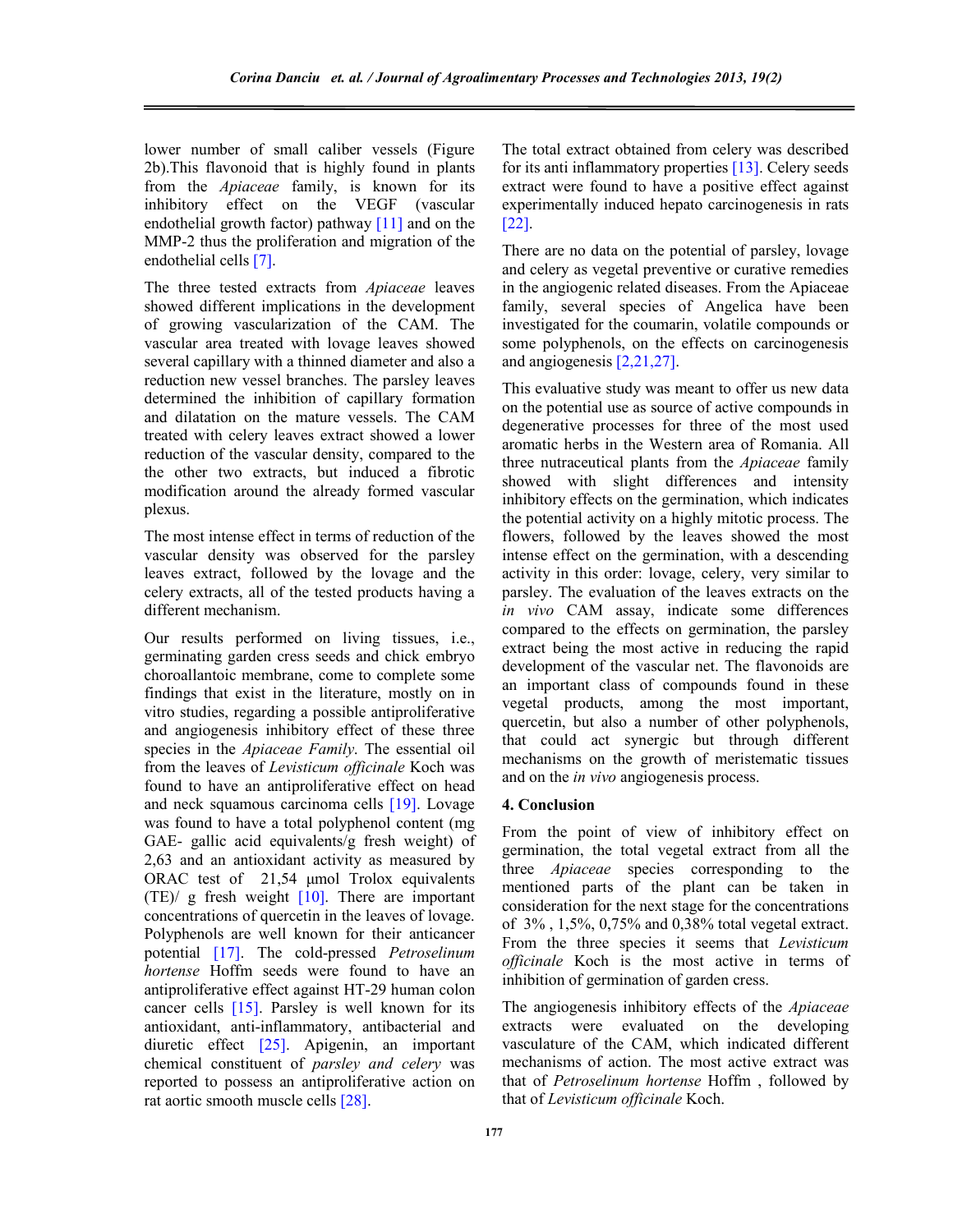lower number of small caliber vessels (Figure 2b).This flavonoid that is highly found in plants from the *Apiaceae* family, is known for its inhibitory effect on the VEGF (vascular endothelial growth factor) pathway [11] and on the MMP-2 thus the proliferation and migration of the endothelial cells [7].

The three tested extracts from *Apiaceae* leaves showed different implications in the development of growing vascularization of the CAM. The vascular area treated with lovage leaves showed several capillary with a thinned diameter and also a reduction new vessel branches. The parsley leaves determined the inhibition of capillary formation and dilatation on the mature vessels. The CAM treated with celery leaves extract showed a lower reduction of the vascular density, compared to the the other two extracts, but induced a fibrotic modification around the already formed vascular plexus.

The most intense effect in terms of reduction of the vascular density was observed for the parsley leaves extract, followed by the lovage and the celery extracts, all of the tested products having a different mechanism.

Our results performed on living tissues, i.e., germinating garden cress seeds and chick embryo choroallantoic membrane, come to complete some findings that exist in the literature, mostly on in vitro studies, regarding a possible antiproliferative and angiogenesis inhibitory effect of these three species in the *Apiaceae Family*. The essential oil from the leaves of *Levisticum officinale* Koch was found to have an antiproliferative effect on head and neck squamous carcinoma cells [19]. Lovage was found to have a total polyphenol content (mg GAE- gallic acid equivalents/g fresh weight) of 2,63 and an antioxidant activity as measured by ORAC test of 21,54 μmol Trolox equivalents (TE)/ g fresh weight [10]. There are important concentrations of quercetin in the leaves of lovage. Polyphenols are well known for their anticancer potential [17]. The cold-pressed *Petroselinum hortense* Hoffm seeds were found to have an antiproliferative effect against HT-29 human colon cancer cells [15]. Parsley is well known for its antioxidant, anti-inflammatory, antibacterial and diuretic effect [25]. Apigenin, an important chemical constituent of *parsley and celery* was reported to possess an antiproliferative action on rat aortic smooth muscle cells [28].

The total extract obtained from celery was described for its anti inflammatory properties [13]. Celery seeds extract were found to have a positive effect against experimentally induced hepato carcinogenesis in rats [22].

There are no data on the potential of parsley, lovage and celery as vegetal preventive or curative remedies in the angiogenic related diseases. From the Apiaceae family, several species of Angelica have been investigated for the coumarin, volatile compounds or some polyphenols, on the effects on carcinogenesis and angiogenesis [2,21,27].

This evaluative study was meant to offer us new data on the potential use as source of active compounds in degenerative processes for three of the most used aromatic herbs in the Western area of Romania. All three nutraceutical plants from the *Apiaceae* family showed with slight differences and intensity inhibitory effects on the germination, which indicates the potential activity on a highly mitotic process. The flowers, followed by the leaves showed the most intense effect on the germination, with a descending activity in this order: lovage, celery, very similar to parsley. The evaluation of the leaves extracts on the *in vivo* CAM assay, indicate some differences compared to the effects on germination, the parsley extract being the most active in reducing the rapid development of the vascular net. The flavonoids are an important class of compounds found in these vegetal products, among the most important, quercetin, but also a number of other polyphenols, that could act synergic but through different mechanisms on the growth of meristematic tissues and on the *in vivo* angiogenesis process.

## 4. Conclusion

From the point of view of inhibitory effect on germination, the total vegetal extract from all the three *Apiaceae* species corresponding to the mentioned parts of the plant can be taken in consideration for the next stage for the concentrations of 3% , 1,5%, 0,75% and 0,38% total vegetal extract. From the three species it seems that *Levisticum officinale* Koch is the most active in terms of inhibition of germination of garden cress.

The angiogenesis inhibitory effects of the *Apiaceae* extracts were evaluated on the developing vasculature of the CAM, which indicated different mechanisms of action. The most active extract was that of *Petroselinum hortense* Hoffm , followed by that of *Levisticum officinale* Koch.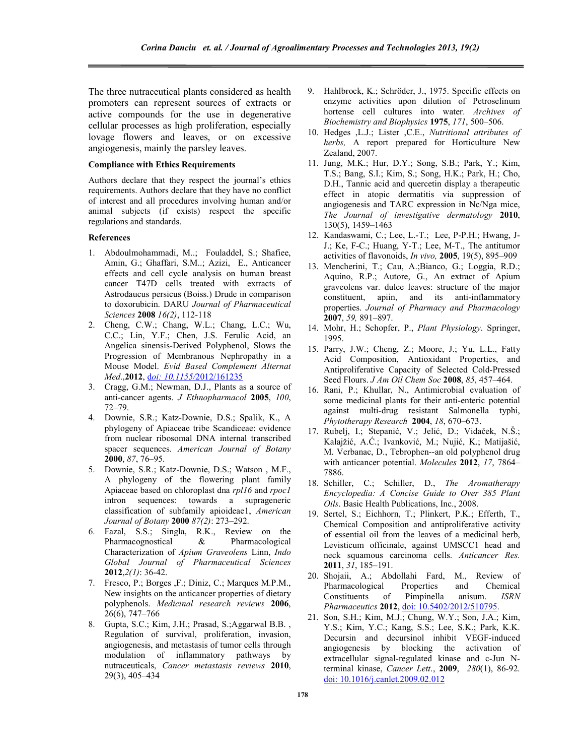The three nutraceutical plants considered as health promoters can represent sources of extracts or active compounds for the use in degenerative cellular processes as high proliferation, especially lovage flowers and leaves, or on excessive angiogenesis, mainly the parsley leaves.

**Compliance with Ethics Requirements**

Authors declare that they respect the journal's ethics requirements. Authors declare that they have no conflict of interest and all procedures involving human and/or animal subjects (if exists) respect the specific regulations and standards.

**References**

1. Abdoulmohammadi, M..; Fouladdel, S.; Shafiee, Amin, G.; Ghaffari, S.M..; Azizi, E., Anticancer effects and cell cycle analysis on human breast cancer T47D cells treated with extracts of Astrodaucus persicus (Boiss.) Drude in comparison to doxorubicin. DARU *Journal of Pharmaceutical Sciences* **2008** *16(2)*, 112-118
2. Cheng, C.W.; Chang, W.L.; Chang, L.C.; Wu, C.C.; Lin, Y.F.; Chen, J.S. Ferulic Acid, an Angelica sinensis-Derived Polyphenol, Slows the Progression of Membranous Nephropathy in a Mouse Model. *Evid Based Complement Alternat Med*.,**2012**, d*oi: 10.1155/*2012/161235
3. Cragg, G.M.; Newman, D.J., Plants as a source of anti-cancer agents. *J Ethnopharmacol* **2005**, *100*, 72–79.
4. Downie, S.R.; Katz-Downie, D.S.; Spalik, K., A phylogeny of Apiaceae tribe Scandiceae: evidence from nuclear ribosomal DNA internal transcribed spacer sequences. *American Journal of Botany* **2000**, *87*, 76–95.
5. Downie, S.R.; Katz-Downie, D.S.; Watson , M.F., A phylogeny of the flowering plant family Apiaceae based on chloroplast dna *rpl16* and *rpoc1* intron sequences: towards a suprageneric classification of subfamily apioideae1, *American Journal of Botany* **2000** *87(2)*: 273–292.
6. Fazal, S.S.; Singla, R.K., Review on the Pharmacognostical & Pharmacological Characterization of *Apium Graveolens* Linn, *Indo Global Journal of Pharmaceutical Sciences* **2012**,*2(1)*: 36-42.
7. Fresco, P.; Borges ,F.; Diniz, C.; Marques M.P.M., New insights on the anticancer properties of dietary polyphenols. *Medicinal research reviews* **2006**, 26(6), 747–766
8. Gupta, S.C.; Kim, J.H.; Prasad, S.;Aggarwal B.B. , Regulation of survival, proliferation, invasion, angiogenesis, and metastasis of tumor cells through modulation of inflammatory pathways by nutraceuticals, *Cancer metastasis reviews* **2010**, 29(3), 405–434
9. Hahlbrock, K.; Schröder, J., 1975. Specific effects on enzyme activities upon dilution of Petroselinum hortense cell cultures into water. *Archives of Biochemistry and Biophysics* **1975**, *171*, 500–506.
10. Hedges ,L.J.; Lister ,C.E., *Nutritional attributes of herbs,* A report prepared for Horticulture New Zealand, 2007.
11. Jung, M.K.; Hur, D.Y.; Song, S.B.; Park, Y.; Kim, T.S.; Bang, S.I.; Kim, S.; Song, H.K.; Park, H.; Cho, D.H., Tannic acid and quercetin display a therapeutic effect in atopic dermatitis via suppression of angiogenesis and TARC expression in Nc/Nga mice, *The Journal of investigative dermatology* **2010**, 130(5), 1459–1463
12. Kandaswami, C.; Lee, L.-T.; Lee, P-P.H.; Hwang, J-J.; Ke, F-C.; Huang, Y-T.; Lee, M-T., The antitumor activities of flavonoids, *In vivo,* **2005**, 19(5), 895–909
13. Mencherini, T.; Cau, A.;Bianco, G.; Loggia, R.D.; Aquino, R.P.; Autore, G., An extract of Apium graveolens var. dulce leaves: structure of the major constituent, apiin, and its anti-inflammatory properties. *Journal of Pharmacy and Pharmacology* **2007**, *59,* 891–897.
14. Mohr, H.; Schopfer, P., *Plant Physiology*. Springer, 1995.
15. Parry, J.W.; Cheng, Z.; Moore, J.; Yu, L.L., Fatty Acid Composition, Antioxidant Properties, and Antiproliferative Capacity of Selected Cold-Pressed Seed Flours. *J Am Oil Chem Soc* **2008**, *85*, 457–464.
16. Rani, P.; Khullar, N., Antimicrobial evaluation of some medicinal plants for their anti-enteric potential against multi-drug resistant Salmonella typhi, *Phytotherapy Research* **2004**, *18*, 670–673.
17. Rubelj, I.; Stepanić, V.; Jelić, D.; Vidaček, N.Š.; Kalajžić, A.Ć.; Ivanković, M.; Nujić, K.; Matijašić, M. Verbanac, D., Tebrophen--an old polyphenol drug with anticancer potential. *Molecules* **2012**, *17*, 7864–7886.
18. Schiller, C.; Schiller, D., *The Aromatherapy Encyclopedia: A Concise Guide to Over 385 Plant Oils*. Basic Health Publications, Inc., 2008.
19. Sertel, S.; Eichhorn, T.; Plinkert, P.K.; Efferth, T., Chemical Composition and antiproliferative activity of essential oil from the leaves of a medicinal herb, Levisticum officinale, against UMSCC1 head and neck squamous carcinoma cells. *Anticancer Res.* **2011**, *31*, 185–191.
20. Shojaii, A.; Abdollahi Fard, M., Review of Pharmacological Properties and Chemical Constituents of Pimpinella anisum. *ISRN Pharmaceutics* **2012**, doi: 10.5402/2012/510795.
21. Son, S.H.; Kim, M.J.; Chung, W.Y.; Son, J.A.; Kim, Y.S.; Kim, Y.C.; Kang, S.S.; Lee, S.K.; Park, K.K. Decursin and decursinol inhibit VEGF-induced angiogenesis by blocking the activation of extracellular signal-regulated kinase and c-Jun N-terminal kinase, *Cancer Lett*., **2009**, *280*(1), 86-92. doi: 10.1016/j.canlet.2009.02.012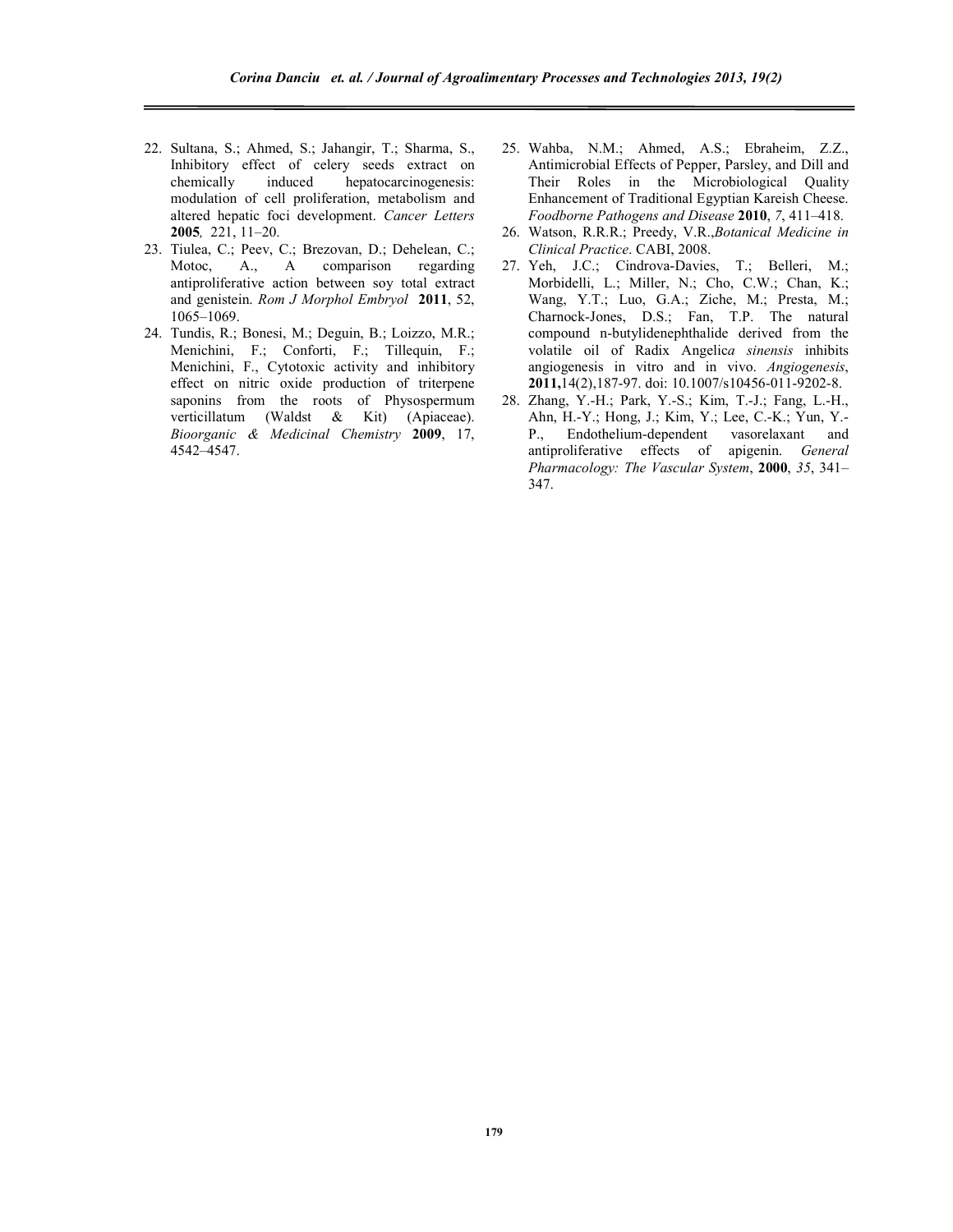22. Sultana, S.; Ahmed, S.; Jahangir, T.; Sharma, S., Inhibitory effect of celery seeds extract on chemically induced hepatocarcinogenesis: modulation of cell proliferation, metabolism and altered hepatic foci development. *Cancer Letters* **2005***,* 221, 11–20.
23. Tiulea, C.; Peev, C.; Brezovan, D.; Dehelean, C.; Motoc, A., A comparison regarding antiproliferative action between soy total extract and genistein. *Rom J Morphol Embryol* **2011**, 52, 1065–1069.
24. Tundis, R.; Bonesi, M.; Deguin, B.; Loizzo, M.R.; Menichini, F.; Conforti, F.; Tillequin, F.; Menichini, F., Cytotoxic activity and inhibitory effect on nitric oxide production of triterpene saponins from the roots of Physospermum verticillatum (Waldst & Kit) (Apiaceae). *Bioorganic & Medicinal Chemistry* **2009**, 17, 4542–4547.
25. Wahba, N.M.; Ahmed, A.S.; Ebraheim, Z.Z., Antimicrobial Effects of Pepper, Parsley, and Dill and Their Roles in the Microbiological Quality Enhancement of Traditional Egyptian Kareish Cheese. *Foodborne Pathogens and Disease* **2010**, *7*, 411–418.
26. Watson, R.R.R.; Preedy, V.R.,*Botanical Medicine in Clinical Practice*. CABI, 2008.
27. Yeh, J.C.; Cindrova-Davies, T.; Belleri, M.; Morbidelli, L.; Miller, N.; Cho, C.W.; Chan, K.; Wang, Y.T.; Luo, G.A.; Ziche, M.; Presta, M.; Charnock-Jones, D.S.; Fan, T.P. The natural compound n-butylidenephthalide derived from the volatile oil of Radix Angelic*a sinensis* inhibits angiogenesis in vitro and in vivo. *Angiogenesis*, **2011,**14(2),187-97. doi: 10.1007/s10456-011-9202-8.
28. Zhang, Y.-H.; Park, Y.-S.; Kim, T.-J.; Fang, L.-H., Ahn, H.-Y.; Hong, J.; Kim, Y.; Lee, C.-K.; Yun, Y.-P., Endothelium-dependent vasorelaxant and antiproliferative effects of apigenin. *General Pharmacology: The Vascular System*, **2000**, *35*, 341–347.